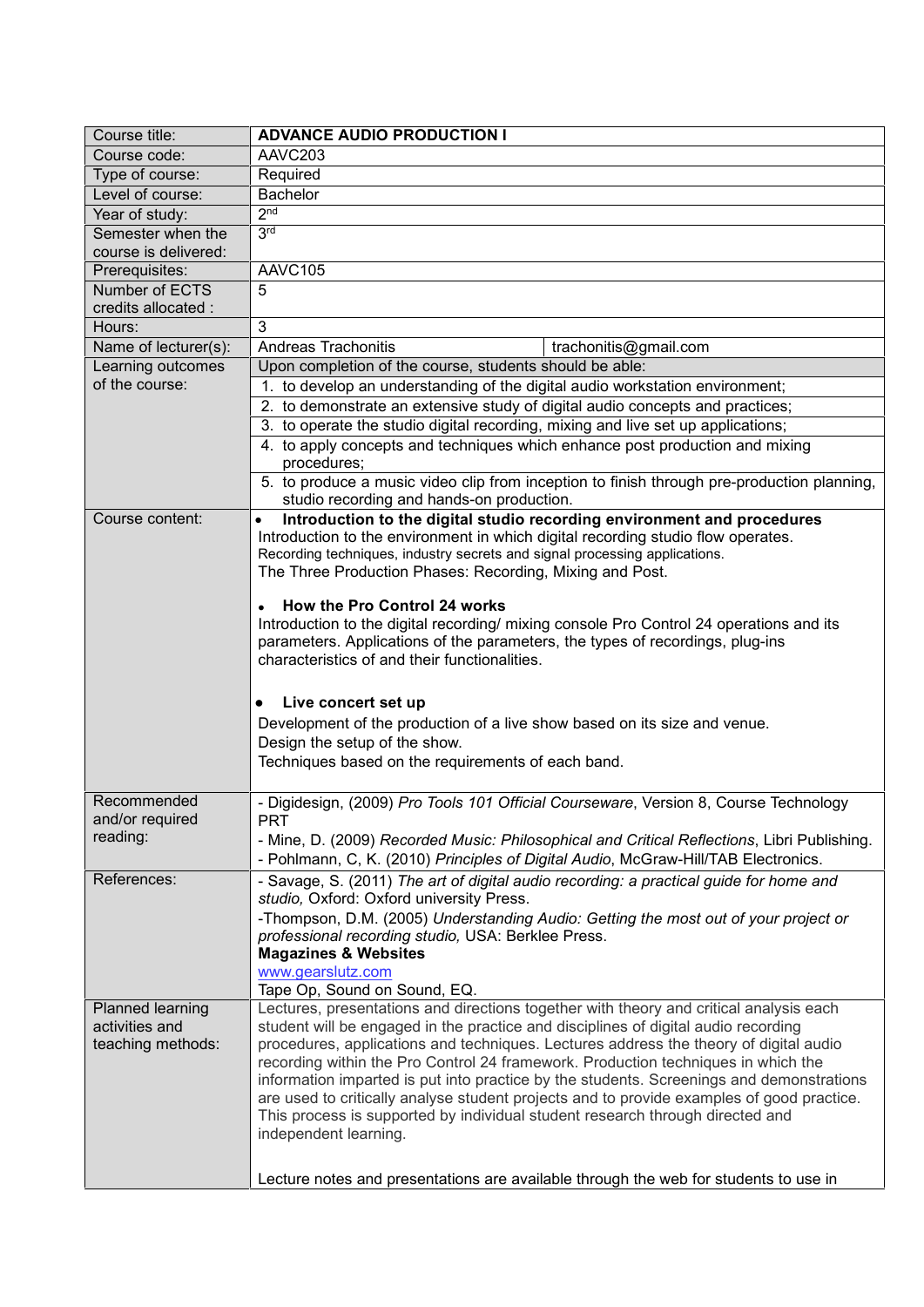| Course title: | **ADVANCE AUDIO PRODUCTION I** |
|---|---|
| Course code: | AAVC203 |
| Type of course: | Required |
| Level of course: | Bachelor |
| Year of study: | 2nd |
| Semester when the course is delivered: | 3rd |
| Prerequisites: | AAVC105 |
| Number of ECTS credits allocated : | 5 |
| Hours: | 3 |
| Name of lecturer(s): | Andreas Trachonitis — trachonitis@gmail.com |
| Learning outcomes of the course: | Upon completion of the course, students should be able:<br>1. to develop an understanding of the digital audio workstation environment;<br>2. to demonstrate an extensive study of digital audio concepts and practices;<br>3. to operate the studio digital recording, mixing and live set up applications;<br>4. to apply concepts and techniques which enhance post production and mixing procedures;<br>5. to produce a music video clip from inception to finish through pre-production planning, studio recording and hands-on production. |
| Course content: | • **Introduction to the digital studio recording environment and procedures**<br>Introduction to the environment in which digital recording studio flow operates.<br>Recording techniques, industry secrets and signal processing applications.<br>The Three Production Phases: Recording, Mixing and Post.<br><br>• **How the Pro Control 24 works**<br>Introduction to the digital recording/ mixing console Pro Control 24 operations and its parameters. Applications of the parameters, the types of recordings, plug-ins characteristics of and their functionalities.<br><br>• **Live concert set up**<br>Development of the production of a live show based on its size and venue.<br>Design the setup of the show.<br>Techniques based on the requirements of each band. |
| Recommended and/or required reading: | - Digidesign, (2009) *Pro Tools 101 Official Courseware*, Version 8, Course Technology PRT<br>- Mine, D. (2009) *Recorded Music: Philosophical and Critical Reflections*, Libri Publishing.<br>- Pohlmann, C, K. (2010) *Principles of Digital Audio*, McGraw-Hill/TAB Electronics. |
| References: | - Savage, S. (2011) *The art of digital audio recording: a practical guide for home and studio,* Oxford: Oxford university Press.<br>-Thompson, D.M. (2005) *Understanding Audio: Getting the most out of your project or professional recording studio,* USA: Berklee Press.<br>**Magazines & Websites**<br>www.gearslutz.com<br>Tape Op, Sound on Sound, EQ. |
| Planned learning activities and teaching methods: | Lectures, presentations and directions together with theory and critical analysis each student will be engaged in the practice and disciplines of digital audio recording procedures, applications and techniques. Lectures address the theory of digital audio recording within the Pro Control 24 framework. Production techniques in which the information imparted is put into practice by the students. Screenings and demonstrations are used to critically analyse student projects and to provide examples of good practice. This process is supported by individual student research through directed and independent learning.<br><br>Lecture notes and presentations are available through the web for students to use in |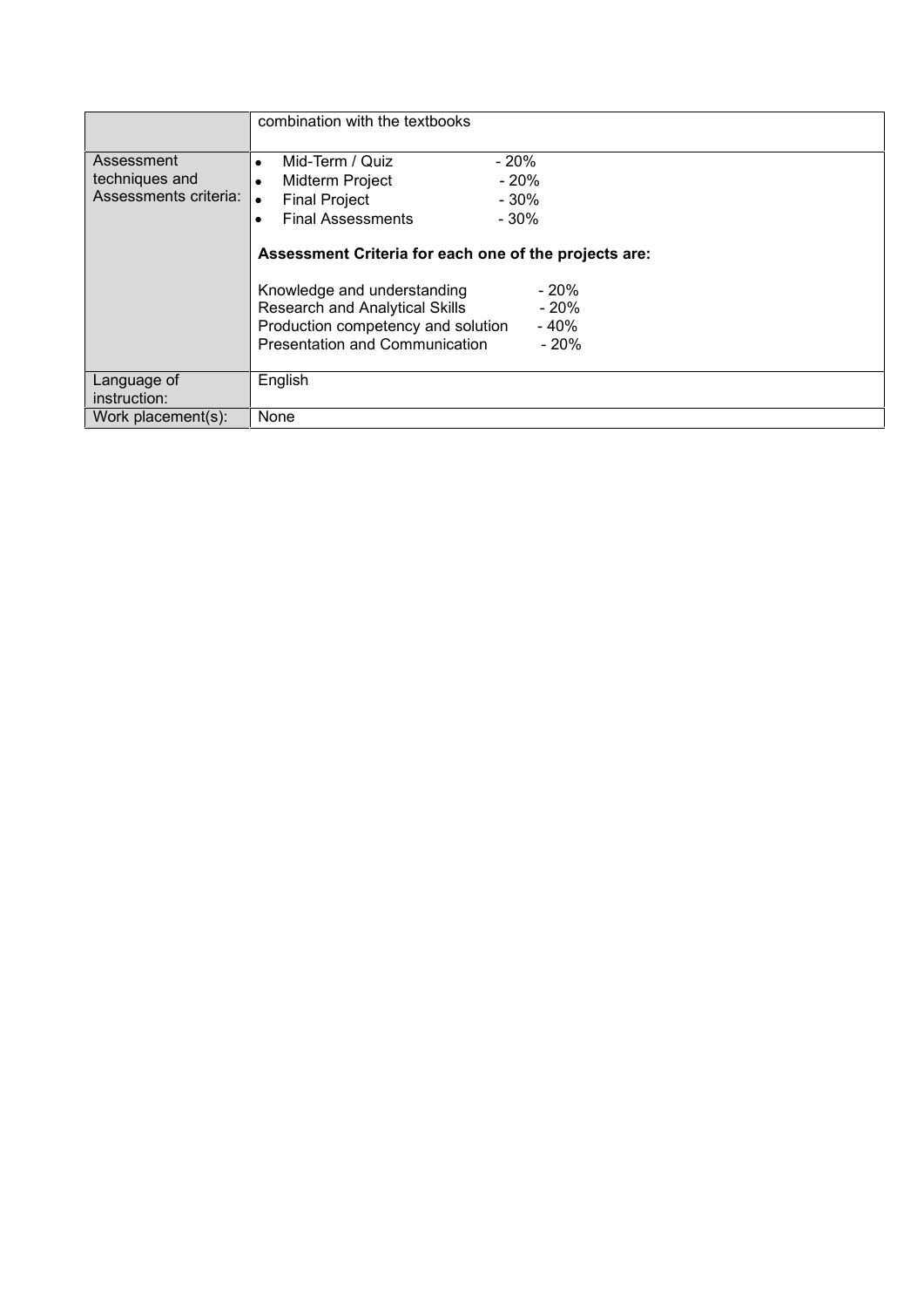| | |
|---|---|
| | combination with the textbooks |
| Assessment techniques and Assessments criteria: | • Mid-Term / Quiz - 20%<br>• Midterm Project - 20%<br>• Final Project - 30%<br>• Final Assessments - 30%<br><br>**Assessment Criteria for each one of the projects are:**<br><br>Knowledge and understanding - 20%<br>Research and Analytical Skills - 20%<br>Production competency and solution - 40%<br>Presentation and Communication - 20% |
| Language of instruction: | English |
| Work placement(s): | None |